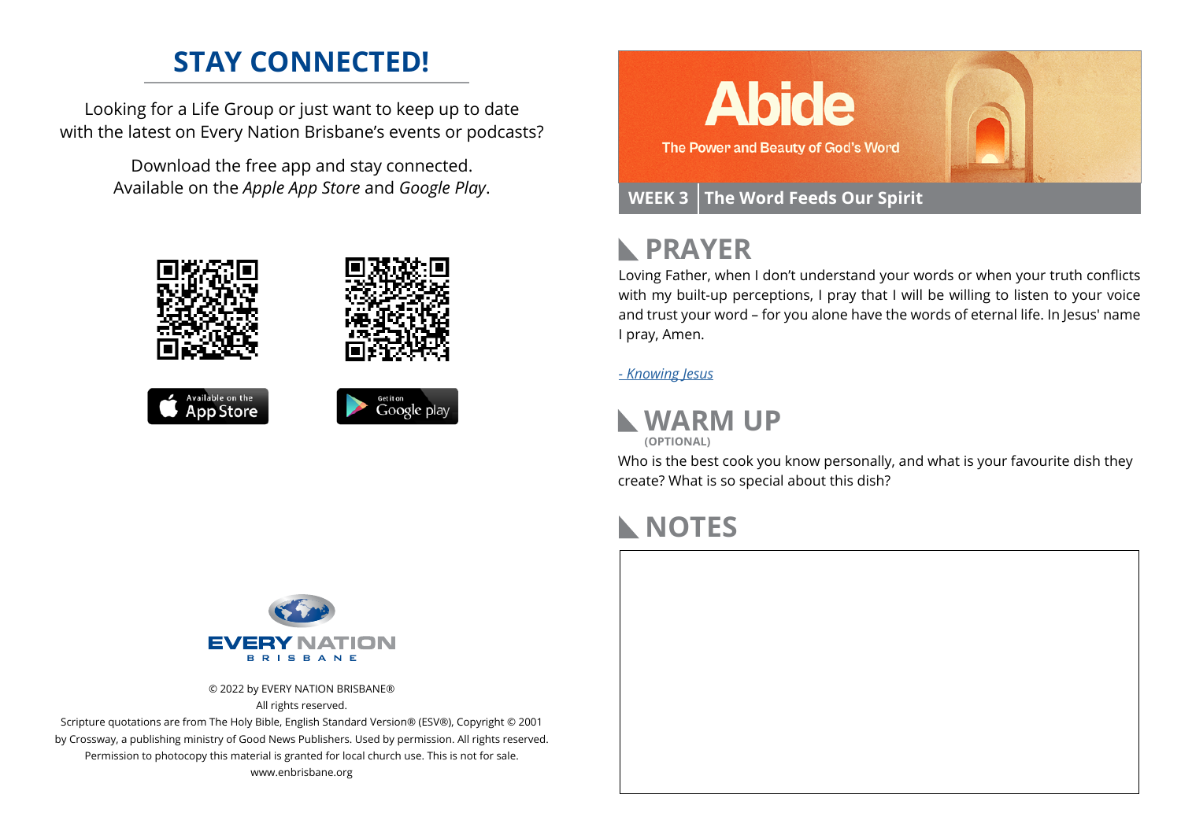## STAY CONNECTED!

Looking for a Life Group or just want to keep up to date with the latest on Every Nation Brisbane's events or podcasts?

Download the free app and stay connected. Available on the *Apple App Store* and *Google Play*.

Available on the App Store

Get it on Google play

EVERY NATION
BRISBANE

© 2022 by EVERY NATION BRISBANE®
All rights reserved.
Scripture quotations are from The Holy Bible, English Standard Version® (ESV®), Copyright © 2001 by Crossway, a publishing ministry of Good News Publishers. Used by permission. All rights reserved.
Permission to photocopy this material is granted for local church use. This is not for sale.
www.enbrisbane.org

# Abide

The Power and Beauty of God's Word

**WEEK 3** | **The Word Feeds Our Spirit**

## PRAYER

Loving Father, when I don't understand your words or when your truth conflicts with my built-up perceptions, I pray that I will be willing to listen to your voice and trust your word – for you alone have the words of eternal life. In Jesus' name I pray, Amen.

*- Knowing Jesus*

## WARM UP

**(OPTIONAL)**

Who is the best cook you know personally, and what is your favourite dish they create? What is so special about this dish?

## NOTES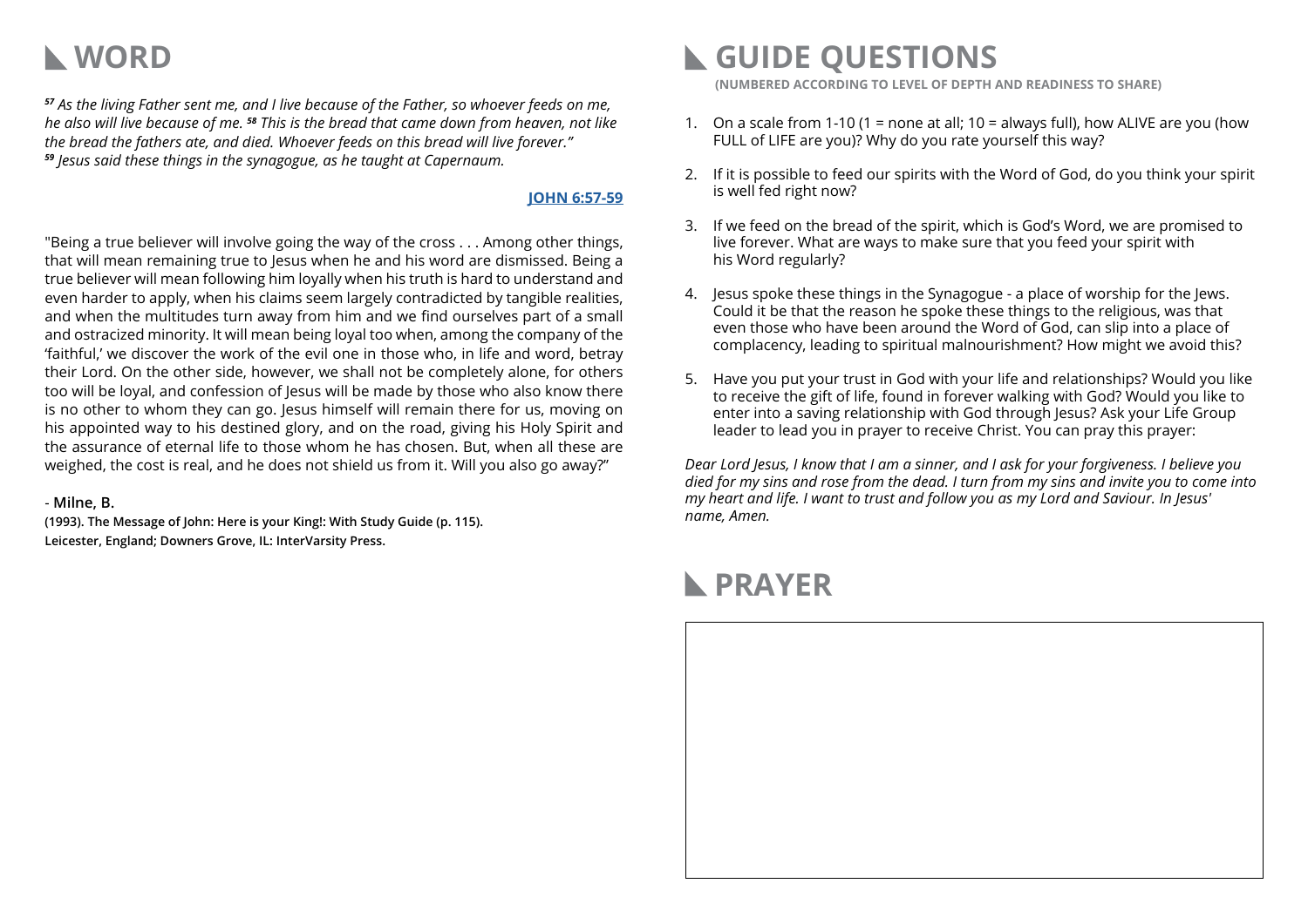## WORD

*[57] As the living Father sent me, and I live because of the Father, so whoever feeds on me, he also will live because of me. [58] This is the bread that came down from heaven, not like the bread the fathers ate, and died. Whoever feeds on this bread will live forever." [59] Jesus said these things in the synagogue, as he taught at Capernaum.*

**JOHN 6:57-59**

"Being a true believer will involve going the way of the cross . . . Among other things, that will mean remaining true to Jesus when he and his word are dismissed. Being a true believer will mean following him loyally when his truth is hard to understand and even harder to apply, when his claims seem largely contradicted by tangible realities, and when the multitudes turn away from him and we find ourselves part of a small and ostracized minority. It will mean being loyal too when, among the company of the 'faithful,' we discover the work of the evil one in those who, in life and word, betray their Lord. On the other side, however, we shall not be completely alone, for others too will be loyal, and confession of Jesus will be made by those who also know there is no other to whom they can go. Jesus himself will remain there for us, moving on his appointed way to his destined glory, and on the road, giving his Holy Spirit and the assurance of eternal life to those whom he has chosen. But, when all these are weighed, the cost is real, and he does not shield us from it. Will you also go away?"

- **Milne, B.**

**(1993). The Message of John: Here is your King!: With Study Guide (p. 115). Leicester, England; Downers Grove, IL: InterVarsity Press.**

## GUIDE QUESTIONS

**(NUMBERED ACCORDING TO LEVEL OF DEPTH AND READINESS TO SHARE)**

1. On a scale from 1-10 (1 = none at all; 10 = always full), how ALIVE are you (how FULL of LIFE are you)? Why do you rate yourself this way?
2. If it is possible to feed our spirits with the Word of God, do you think your spirit is well fed right now?
3. If we feed on the bread of the spirit, which is God's Word, we are promised to live forever. What are ways to make sure that you feed your spirit with his Word regularly?
4. Jesus spoke these things in the Synagogue - a place of worship for the Jews. Could it be that the reason he spoke these things to the religious, was that even those who have been around the Word of God, can slip into a place of complacency, leading to spiritual malnourishment? How might we avoid this?
5. Have you put your trust in God with your life and relationships? Would you like to receive the gift of life, found in forever walking with God? Would you like to enter into a saving relationship with God through Jesus? Ask your Life Group leader to lead you in prayer to receive Christ. You can pray this prayer:

*Dear Lord Jesus, I know that I am a sinner, and I ask for your forgiveness. I believe you died for my sins and rose from the dead. I turn from my sins and invite you to come into my heart and life. I want to trust and follow you as my Lord and Saviour. In Jesus' name, Amen.*

## PRAYER